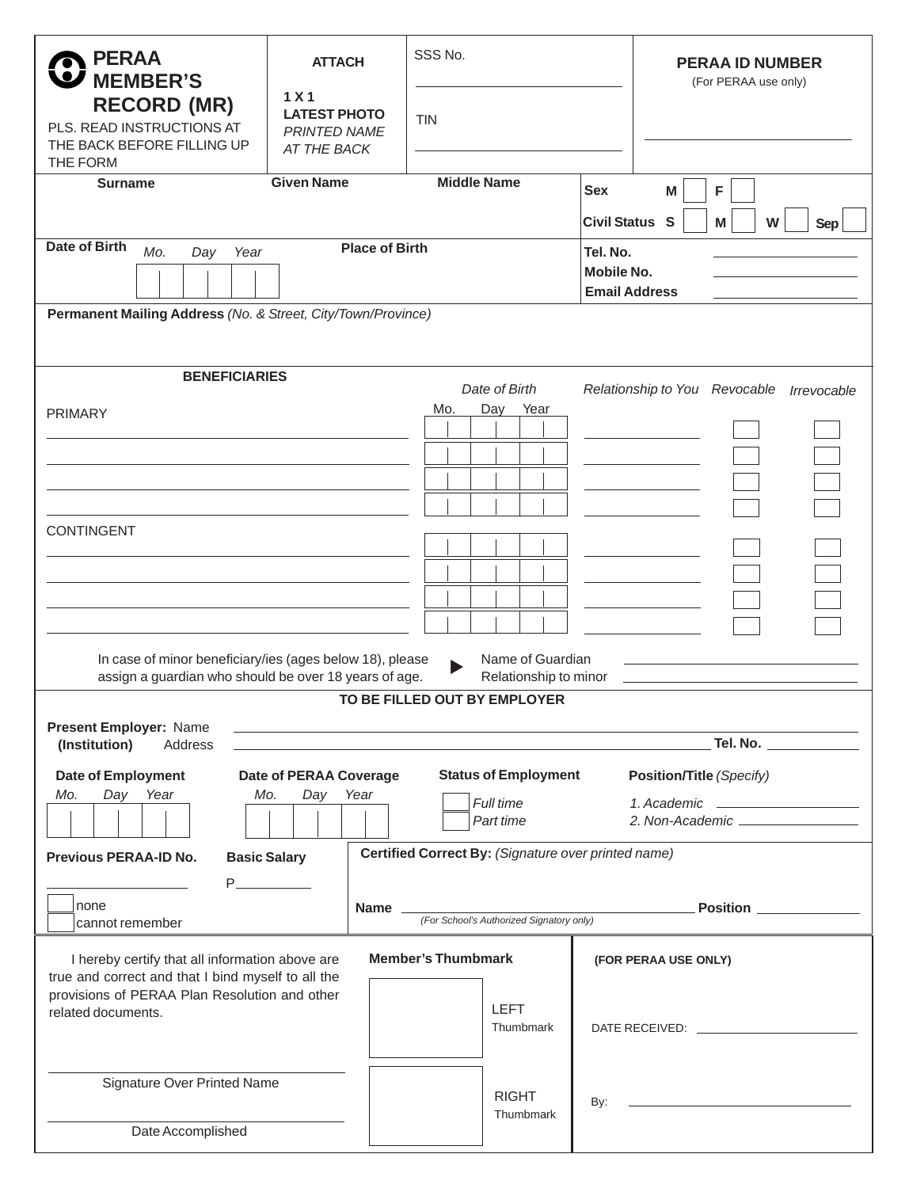# PERAA MEMBER'S RECORD (MR)

PLS. READ INSTRUCTIONS AT THE BACK BEFORE FILLING UP THE FORM

**ATTACH**

**1 X 1 LATEST PHOTO**
*PRINTED NAME AT THE BACK*

SSS No. ____________________

TIN ____________________

**PERAA ID NUMBER**
(For PERAA use only)

____________________

| **Surname** | **Given Name** | **Middle Name** | **Sex** M ☐ F ☐ / **Civil Status** S ☐ M ☐ W ☐ Sep ☐ |
|---|---|---|---|
| | | | |

| **Date of Birth** *Mo. Day Year* | **Place of Birth** | **Tel. No.** ____ / **Mobile No.** ____ / **Email Address** ____ |
|---|---|---|
| | | |

**Permanent Mailing Address** *(No. & Street, City/Town/Province)*

## BENEFICIARIES

| | *Date of Birth* (Mo. Day Year) | *Relationship to You* | *Revocable* | *Irrevocable* |
|---|---|---|---|---|
| PRIMARY | | | | |
| | | | ☐ | ☐ |
| | | | ☐ | ☐ |
| | | | ☐ | ☐ |
| | | | ☐ | ☐ |
| CONTINGENT | | | | |
| | | | ☐ | ☐ |
| | | | ☐ | ☐ |
| | | | ☐ | ☐ |
| | | | ☐ | ☐ |

In case of minor beneficiary/ies (ages below 18), please assign a guardian who should be over 18 years of age. ▶ Name of Guardian ____________________ Relationship to minor ____________________

## TO BE FILLED OUT BY EMPLOYER

**Present Employer:** Name ____________________
**(Institution)** Address ____________________ **Tel. No.** ____________

| **Date of Employment** *Mo. Day Year* | **Date of PERAA Coverage** *Mo. Day Year* | **Status of Employment** | **Position/Title** *(Specify)* |
|---|---|---|---|
| | | ☐ *Full time* / ☐ *Part time* | *1. Academic* ________ / *2. Non-Academic* ________ |

**Previous PERAA-ID No.** ____________

☐ none
☐ cannot remember

**Basic Salary** P__________

**Certified Correct By:** *(Signature over printed name)*

**Name** ____________________ **Position** ____________
*(For School's Authorized Signatory only)*

I hereby certify that all information above are true and correct and that I bind myself to all the provisions of PERAA Plan Resolution and other related documents.

____________________
Signature Over Printed Name

____________________
Date Accomplished

**Member's Thumbmark**

LEFT Thumbmark

RIGHT Thumbmark

**(FOR PERAA USE ONLY)**

DATE RECEIVED: ____________________

By: ____________________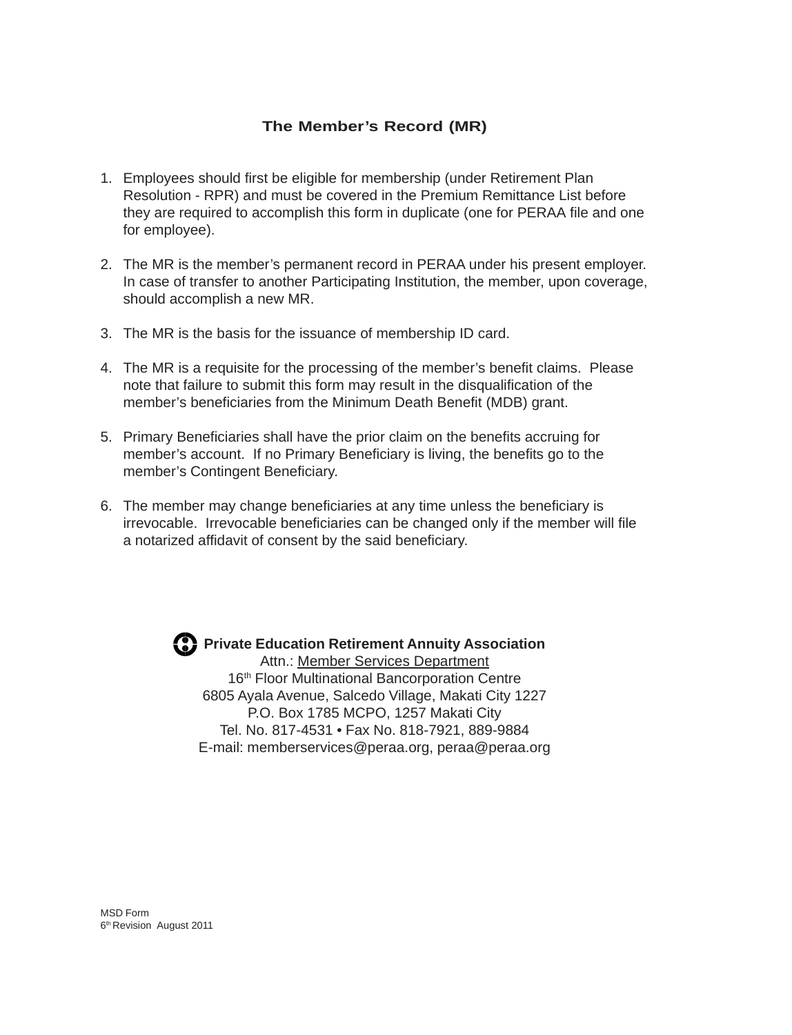## The Member's Record (MR)

1. Employees should first be eligible for membership (under Retirement Plan Resolution - RPR) and must be covered in the Premium Remittance List before they are required to accomplish this form in duplicate (one for PERAA file and one for employee).

2. The MR is the member's permanent record in PERAA under his present employer. In case of transfer to another Participating Institution, the member, upon coverage, should accomplish a new MR.

3. The MR is the basis for the issuance of membership ID card.

4. The MR is a requisite for the processing of the member's benefit claims. Please note that failure to submit this form may result in the disqualification of the member's beneficiaries from the Minimum Death Benefit (MDB) grant.

5. Primary Beneficiaries shall have the prior claim on the benefits accruing for member's account. If no Primary Beneficiary is living, the benefits go to the member's Contingent Beneficiary.

6. The member may change beneficiaries at any time unless the beneficiary is irrevocable. Irrevocable beneficiaries can be changed only if the member will file a notarized affidavit of consent by the said beneficiary.

**Private Education Retirement Annuity Association**
Attn.: Member Services Department
16th Floor Multinational Bancorporation Centre
6805 Ayala Avenue, Salcedo Village, Makati City 1227
P.O. Box 1785 MCPO, 1257 Makati City
Tel. No. 817-4531 • Fax No. 818-7921, 889-9884
E-mail: memberservices@peraa.org, peraa@peraa.org

MSD Form
6th Revision August 2011